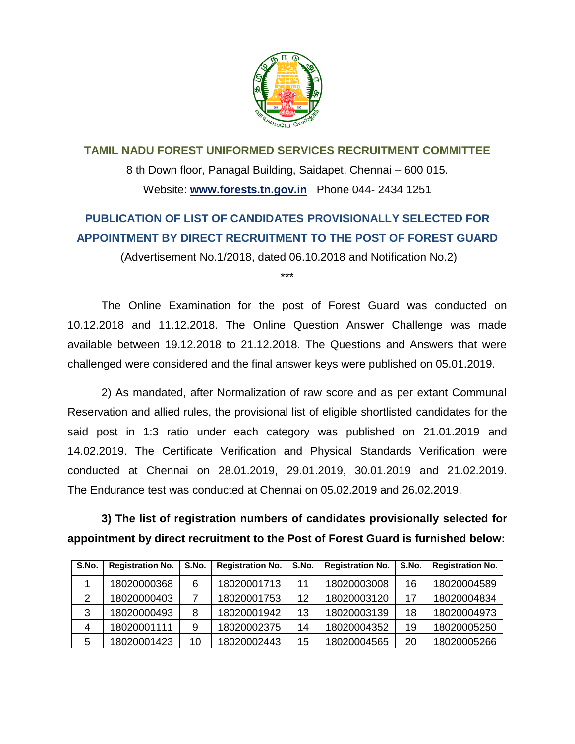## TAMIL NADU FOREST UNIFORMED SERVICES RECRUITMENT COMMITTEE

8 th Down floor, Panagal Building, Saidapet, Chennai – 600 015.

Website: **www.forests.tn.gov.in** Phone 044- 2434 1251

## PUBLICATION OF LIST OF CANDIDATES PROVISIONALLY SELECTED FOR APPOINTMENT BY DIRECT RECRUITMENT TO THE POST OF FOREST GUARD

(Advertisement No.1/2018, dated 06.10.2018 and Notification No.2)

***

The Online Examination for the post of Forest Guard was conducted on 10.12.2018 and 11.12.2018. The Online Question Answer Challenge was made available between 19.12.2018 to 21.12.2018. The Questions and Answers that were challenged were considered and the final answer keys were published on 05.01.2019.

2) As mandated, after Normalization of raw score and as per extant Communal Reservation and allied rules, the provisional list of eligible shortlisted candidates for the said post in 1:3 ratio under each category was published on 21.01.2019 and 14.02.2019. The Certificate Verification and Physical Standards Verification were conducted at Chennai on 28.01.2019, 29.01.2019, 30.01.2019 and 21.02.2019. The Endurance test was conducted at Chennai on 05.02.2019 and 26.02.2019.

**3) The list of registration numbers of candidates provisionally selected for appointment by direct recruitment to the Post of Forest Guard is furnished below:**

| S.No. | Registration No. | S.No. | Registration No. | S.No. | Registration No. | S.No. | Registration No. |
|---|---|---|---|---|---|---|---|
| 1 | 18020000368 | 6 | 18020001713 | 11 | 18020003008 | 16 | 18020004589 |
| 2 | 18020000403 | 7 | 18020001753 | 12 | 18020003120 | 17 | 18020004834 |
| 3 | 18020000493 | 8 | 18020001942 | 13 | 18020003139 | 18 | 18020004973 |
| 4 | 18020001111 | 9 | 18020002375 | 14 | 18020004352 | 19 | 18020005250 |
| 5 | 18020001423 | 10 | 18020002443 | 15 | 18020004565 | 20 | 18020005266 |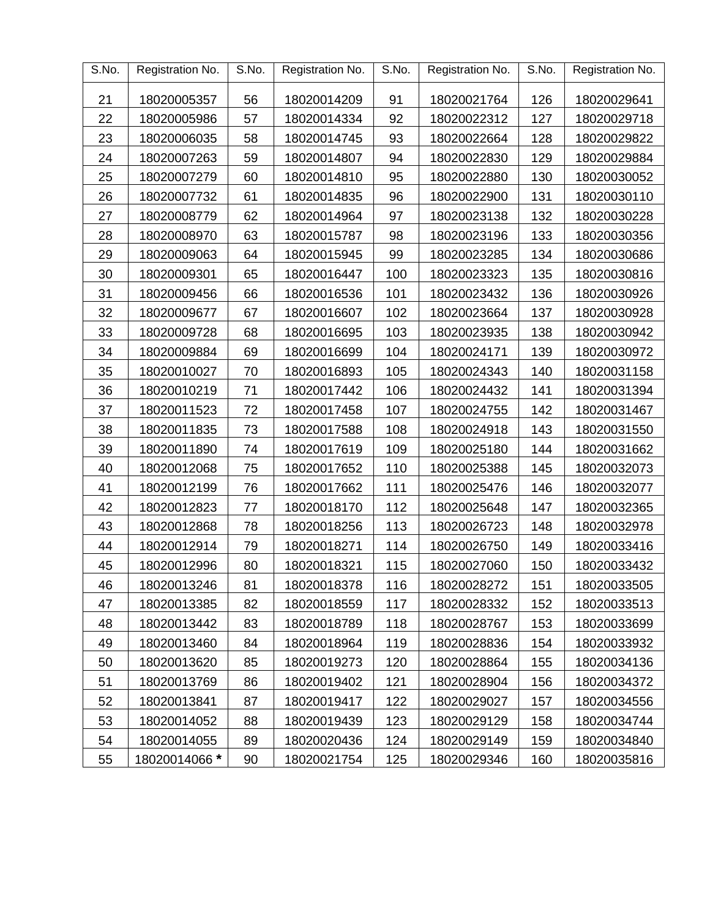| S.No. | Registration No. | S.No. | Registration No. | S.No. | Registration No. | S.No. | Registration No. |
|---|---|---|---|---|---|---|---|
| 21 | 18020005357 | 56 | 18020014209 | 91 | 18020021764 | 126 | 18020029641 |
| 22 | 18020005986 | 57 | 18020014334 | 92 | 18020022312 | 127 | 18020029718 |
| 23 | 18020006035 | 58 | 18020014745 | 93 | 18020022664 | 128 | 18020029822 |
| 24 | 18020007263 | 59 | 18020014807 | 94 | 18020022830 | 129 | 18020029884 |
| 25 | 18020007279 | 60 | 18020014810 | 95 | 18020022880 | 130 | 18020030052 |
| 26 | 18020007732 | 61 | 18020014835 | 96 | 18020022900 | 131 | 18020030110 |
| 27 | 18020008779 | 62 | 18020014964 | 97 | 18020023138 | 132 | 18020030228 |
| 28 | 18020008970 | 63 | 18020015787 | 98 | 18020023196 | 133 | 18020030356 |
| 29 | 18020009063 | 64 | 18020015945 | 99 | 18020023285 | 134 | 18020030686 |
| 30 | 18020009301 | 65 | 18020016447 | 100 | 18020023323 | 135 | 18020030816 |
| 31 | 18020009456 | 66 | 18020016536 | 101 | 18020023432 | 136 | 18020030926 |
| 32 | 18020009677 | 67 | 18020016607 | 102 | 18020023664 | 137 | 18020030928 |
| 33 | 18020009728 | 68 | 18020016695 | 103 | 18020023935 | 138 | 18020030942 |
| 34 | 18020009884 | 69 | 18020016699 | 104 | 18020024171 | 139 | 18020030972 |
| 35 | 18020010027 | 70 | 18020016893 | 105 | 18020024343 | 140 | 18020031158 |
| 36 | 18020010219 | 71 | 18020017442 | 106 | 18020024432 | 141 | 18020031394 |
| 37 | 18020011523 | 72 | 18020017458 | 107 | 18020024755 | 142 | 18020031467 |
| 38 | 18020011835 | 73 | 18020017588 | 108 | 18020024918 | 143 | 18020031550 |
| 39 | 18020011890 | 74 | 18020017619 | 109 | 18020025180 | 144 | 18020031662 |
| 40 | 18020012068 | 75 | 18020017652 | 110 | 18020025388 | 145 | 18020032073 |
| 41 | 18020012199 | 76 | 18020017662 | 111 | 18020025476 | 146 | 18020032077 |
| 42 | 18020012823 | 77 | 18020018170 | 112 | 18020025648 | 147 | 18020032365 |
| 43 | 18020012868 | 78 | 18020018256 | 113 | 18020026723 | 148 | 18020032978 |
| 44 | 18020012914 | 79 | 18020018271 | 114 | 18020026750 | 149 | 18020033416 |
| 45 | 18020012996 | 80 | 18020018321 | 115 | 18020027060 | 150 | 18020033432 |
| 46 | 18020013246 | 81 | 18020018378 | 116 | 18020028272 | 151 | 18020033505 |
| 47 | 18020013385 | 82 | 18020018559 | 117 | 18020028332 | 152 | 18020033513 |
| 48 | 18020013442 | 83 | 18020018789 | 118 | 18020028767 | 153 | 18020033699 |
| 49 | 18020013460 | 84 | 18020018964 | 119 | 18020028836 | 154 | 18020033932 |
| 50 | 18020013620 | 85 | 18020019273 | 120 | 18020028864 | 155 | 18020034136 |
| 51 | 18020013769 | 86 | 18020019402 | 121 | 18020028904 | 156 | 18020034372 |
| 52 | 18020013841 | 87 | 18020019417 | 122 | 18020029027 | 157 | 18020034556 |
| 53 | 18020014052 | 88 | 18020019439 | 123 | 18020029129 | 158 | 18020034744 |
| 54 | 18020014055 | 89 | 18020020436 | 124 | 18020029149 | 159 | 18020034840 |
| 55 | 18020014066 * | 90 | 18020021754 | 125 | 18020029346 | 160 | 18020035816 |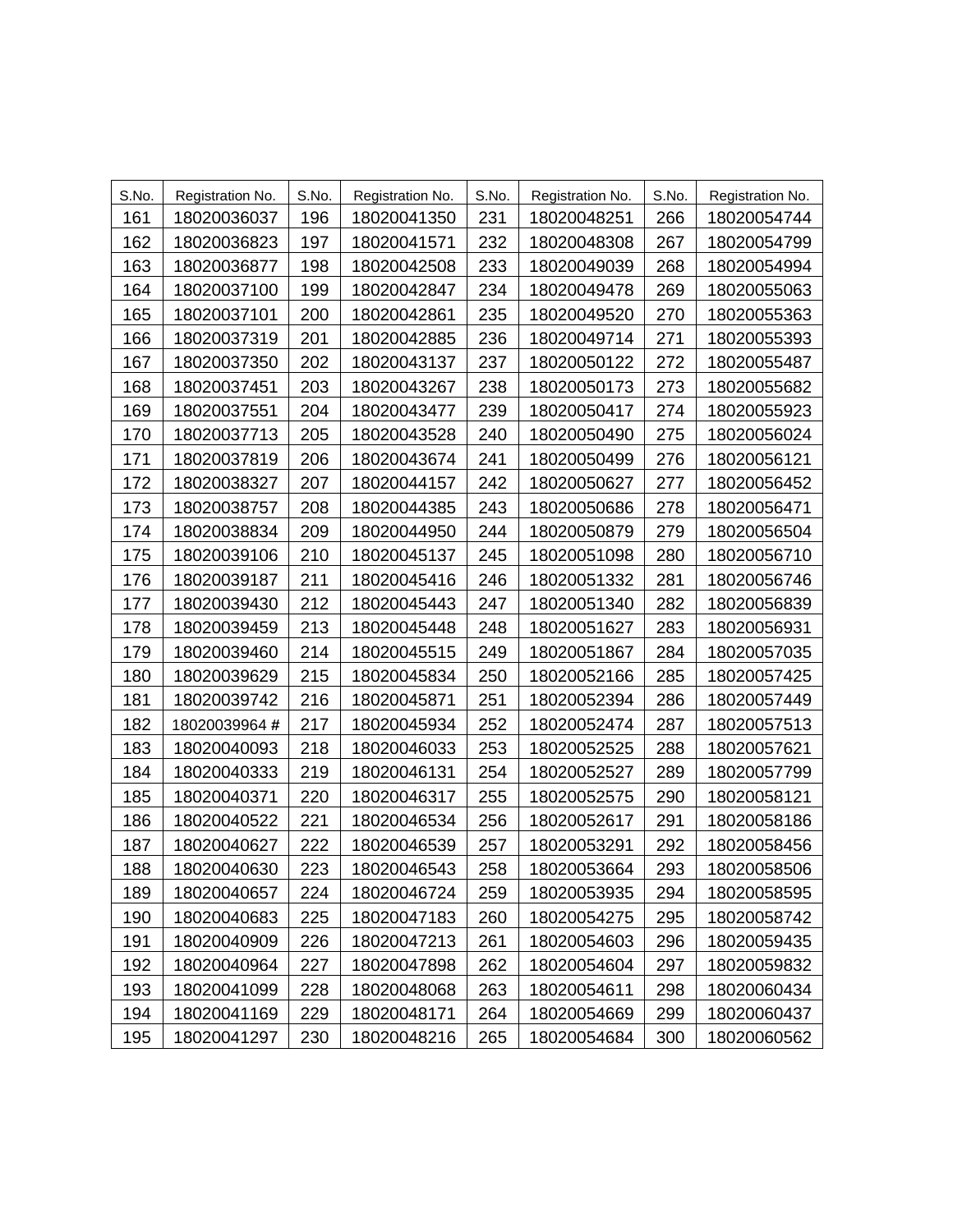| S.No. | Registration No. | S.No. | Registration No. | S.No. | Registration No. | S.No. | Registration No. |
|---|---|---|---|---|---|---|---|
| 161 | 18020036037 | 196 | 18020041350 | 231 | 18020048251 | 266 | 18020054744 |
| 162 | 18020036823 | 197 | 18020041571 | 232 | 18020048308 | 267 | 18020054799 |
| 163 | 18020036877 | 198 | 18020042508 | 233 | 18020049039 | 268 | 18020054994 |
| 164 | 18020037100 | 199 | 18020042847 | 234 | 18020049478 | 269 | 18020055063 |
| 165 | 18020037101 | 200 | 18020042861 | 235 | 18020049520 | 270 | 18020055363 |
| 166 | 18020037319 | 201 | 18020042885 | 236 | 18020049714 | 271 | 18020055393 |
| 167 | 18020037350 | 202 | 18020043137 | 237 | 18020050122 | 272 | 18020055487 |
| 168 | 18020037451 | 203 | 18020043267 | 238 | 18020050173 | 273 | 18020055682 |
| 169 | 18020037551 | 204 | 18020043477 | 239 | 18020050417 | 274 | 18020055923 |
| 170 | 18020037713 | 205 | 18020043528 | 240 | 18020050490 | 275 | 18020056024 |
| 171 | 18020037819 | 206 | 18020043674 | 241 | 18020050499 | 276 | 18020056121 |
| 172 | 18020038327 | 207 | 18020044157 | 242 | 18020050627 | 277 | 18020056452 |
| 173 | 18020038757 | 208 | 18020044385 | 243 | 18020050686 | 278 | 18020056471 |
| 174 | 18020038834 | 209 | 18020044950 | 244 | 18020050879 | 279 | 18020056504 |
| 175 | 18020039106 | 210 | 18020045137 | 245 | 18020051098 | 280 | 18020056710 |
| 176 | 18020039187 | 211 | 18020045416 | 246 | 18020051332 | 281 | 18020056746 |
| 177 | 18020039430 | 212 | 18020045443 | 247 | 18020051340 | 282 | 18020056839 |
| 178 | 18020039459 | 213 | 18020045448 | 248 | 18020051627 | 283 | 18020056931 |
| 179 | 18020039460 | 214 | 18020045515 | 249 | 18020051867 | 284 | 18020057035 |
| 180 | 18020039629 | 215 | 18020045834 | 250 | 18020052166 | 285 | 18020057425 |
| 181 | 18020039742 | 216 | 18020045871 | 251 | 18020052394 | 286 | 18020057449 |
| 182 | 18020039964 # | 217 | 18020045934 | 252 | 18020052474 | 287 | 18020057513 |
| 183 | 18020040093 | 218 | 18020046033 | 253 | 18020052525 | 288 | 18020057621 |
| 184 | 18020040333 | 219 | 18020046131 | 254 | 18020052527 | 289 | 18020057799 |
| 185 | 18020040371 | 220 | 18020046317 | 255 | 18020052575 | 290 | 18020058121 |
| 186 | 18020040522 | 221 | 18020046534 | 256 | 18020052617 | 291 | 18020058186 |
| 187 | 18020040627 | 222 | 18020046539 | 257 | 18020053291 | 292 | 18020058456 |
| 188 | 18020040630 | 223 | 18020046543 | 258 | 18020053664 | 293 | 18020058506 |
| 189 | 18020040657 | 224 | 18020046724 | 259 | 18020053935 | 294 | 18020058595 |
| 190 | 18020040683 | 225 | 18020047183 | 260 | 18020054275 | 295 | 18020058742 |
| 191 | 18020040909 | 226 | 18020047213 | 261 | 18020054603 | 296 | 18020059435 |
| 192 | 18020040964 | 227 | 18020047898 | 262 | 18020054604 | 297 | 18020059832 |
| 193 | 18020041099 | 228 | 18020048068 | 263 | 18020054611 | 298 | 18020060434 |
| 194 | 18020041169 | 229 | 18020048171 | 264 | 18020054669 | 299 | 18020060437 |
| 195 | 18020041297 | 230 | 18020048216 | 265 | 18020054684 | 300 | 18020060562 |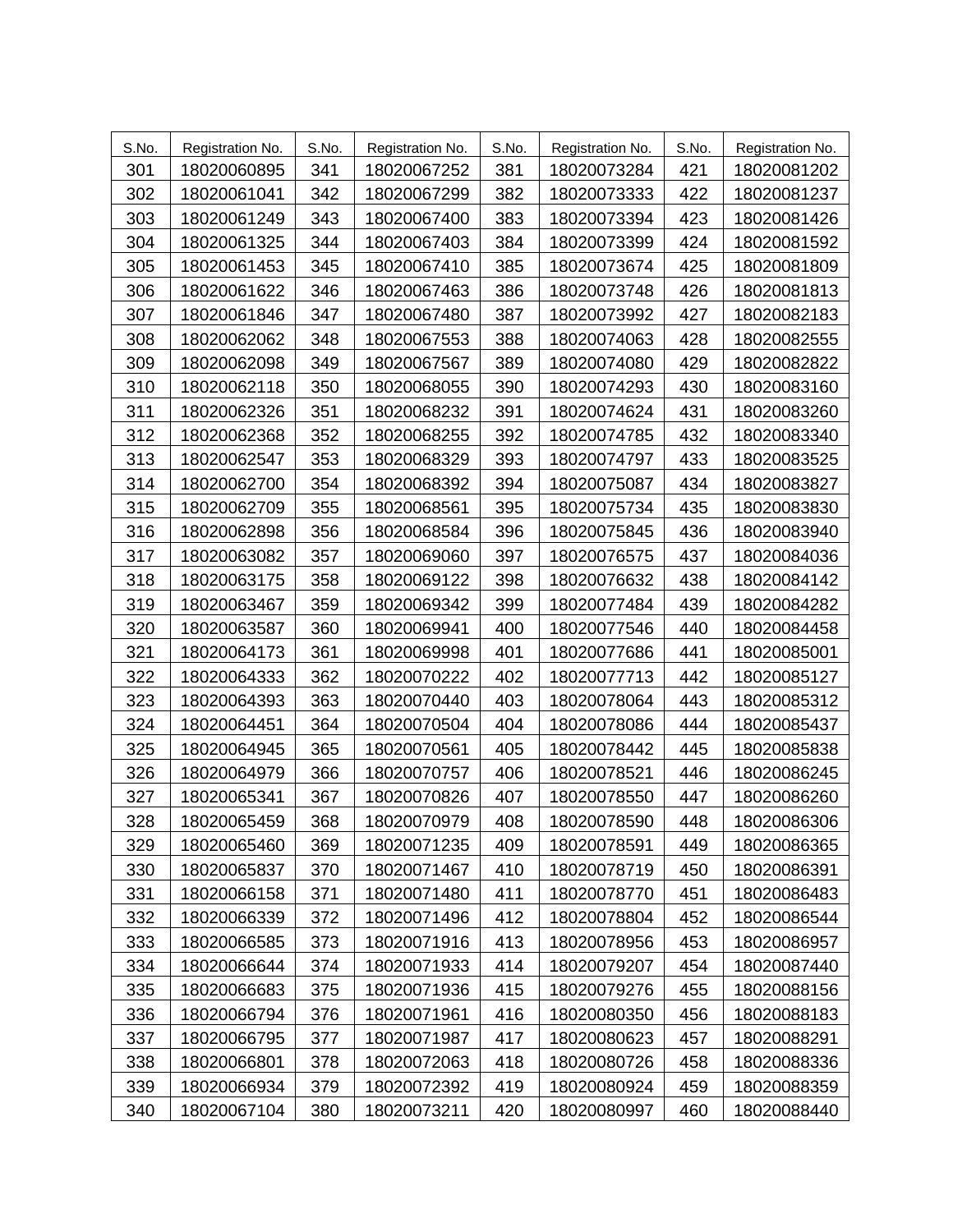| S.No. | Registration No. | S.No. | Registration No. | S.No. | Registration No. | S.No. | Registration No. |
|---|---|---|---|---|---|---|---|
| 301 | 18020060895 | 341 | 18020067252 | 381 | 18020073284 | 421 | 18020081202 |
| 302 | 18020061041 | 342 | 18020067299 | 382 | 18020073333 | 422 | 18020081237 |
| 303 | 18020061249 | 343 | 18020067400 | 383 | 18020073394 | 423 | 18020081426 |
| 304 | 18020061325 | 344 | 18020067403 | 384 | 18020073399 | 424 | 18020081592 |
| 305 | 18020061453 | 345 | 18020067410 | 385 | 18020073674 | 425 | 18020081809 |
| 306 | 18020061622 | 346 | 18020067463 | 386 | 18020073748 | 426 | 18020081813 |
| 307 | 18020061846 | 347 | 18020067480 | 387 | 18020073992 | 427 | 18020082183 |
| 308 | 18020062062 | 348 | 18020067553 | 388 | 18020074063 | 428 | 18020082555 |
| 309 | 18020062098 | 349 | 18020067567 | 389 | 18020074080 | 429 | 18020082822 |
| 310 | 18020062118 | 350 | 18020068055 | 390 | 18020074293 | 430 | 18020083160 |
| 311 | 18020062326 | 351 | 18020068232 | 391 | 18020074624 | 431 | 18020083260 |
| 312 | 18020062368 | 352 | 18020068255 | 392 | 18020074785 | 432 | 18020083340 |
| 313 | 18020062547 | 353 | 18020068329 | 393 | 18020074797 | 433 | 18020083525 |
| 314 | 18020062700 | 354 | 18020068392 | 394 | 18020075087 | 434 | 18020083827 |
| 315 | 18020062709 | 355 | 18020068561 | 395 | 18020075734 | 435 | 18020083830 |
| 316 | 18020062898 | 356 | 18020068584 | 396 | 18020075845 | 436 | 18020083940 |
| 317 | 18020063082 | 357 | 18020069060 | 397 | 18020076575 | 437 | 18020084036 |
| 318 | 18020063175 | 358 | 18020069122 | 398 | 18020076632 | 438 | 18020084142 |
| 319 | 18020063467 | 359 | 18020069342 | 399 | 18020077484 | 439 | 18020084282 |
| 320 | 18020063587 | 360 | 18020069941 | 400 | 18020077546 | 440 | 18020084458 |
| 321 | 18020064173 | 361 | 18020069998 | 401 | 18020077686 | 441 | 18020085001 |
| 322 | 18020064333 | 362 | 18020070222 | 402 | 18020077713 | 442 | 18020085127 |
| 323 | 18020064393 | 363 | 18020070440 | 403 | 18020078064 | 443 | 18020085312 |
| 324 | 18020064451 | 364 | 18020070504 | 404 | 18020078086 | 444 | 18020085437 |
| 325 | 18020064945 | 365 | 18020070561 | 405 | 18020078442 | 445 | 18020085838 |
| 326 | 18020064979 | 366 | 18020070757 | 406 | 18020078521 | 446 | 18020086245 |
| 327 | 18020065341 | 367 | 18020070826 | 407 | 18020078550 | 447 | 18020086260 |
| 328 | 18020065459 | 368 | 18020070979 | 408 | 18020078590 | 448 | 18020086306 |
| 329 | 18020065460 | 369 | 18020071235 | 409 | 18020078591 | 449 | 18020086365 |
| 330 | 18020065837 | 370 | 18020071467 | 410 | 18020078719 | 450 | 18020086391 |
| 331 | 18020066158 | 371 | 18020071480 | 411 | 18020078770 | 451 | 18020086483 |
| 332 | 18020066339 | 372 | 18020071496 | 412 | 18020078804 | 452 | 18020086544 |
| 333 | 18020066585 | 373 | 18020071916 | 413 | 18020078956 | 453 | 18020086957 |
| 334 | 18020066644 | 374 | 18020071933 | 414 | 18020079207 | 454 | 18020087440 |
| 335 | 18020066683 | 375 | 18020071936 | 415 | 18020079276 | 455 | 18020088156 |
| 336 | 18020066794 | 376 | 18020071961 | 416 | 18020080350 | 456 | 18020088183 |
| 337 | 18020066795 | 377 | 18020071987 | 417 | 18020080623 | 457 | 18020088291 |
| 338 | 18020066801 | 378 | 18020072063 | 418 | 18020080726 | 458 | 18020088336 |
| 339 | 18020066934 | 379 | 18020072392 | 419 | 18020080924 | 459 | 18020088359 |
| 340 | 18020067104 | 380 | 18020073211 | 420 | 18020080997 | 460 | 18020088440 |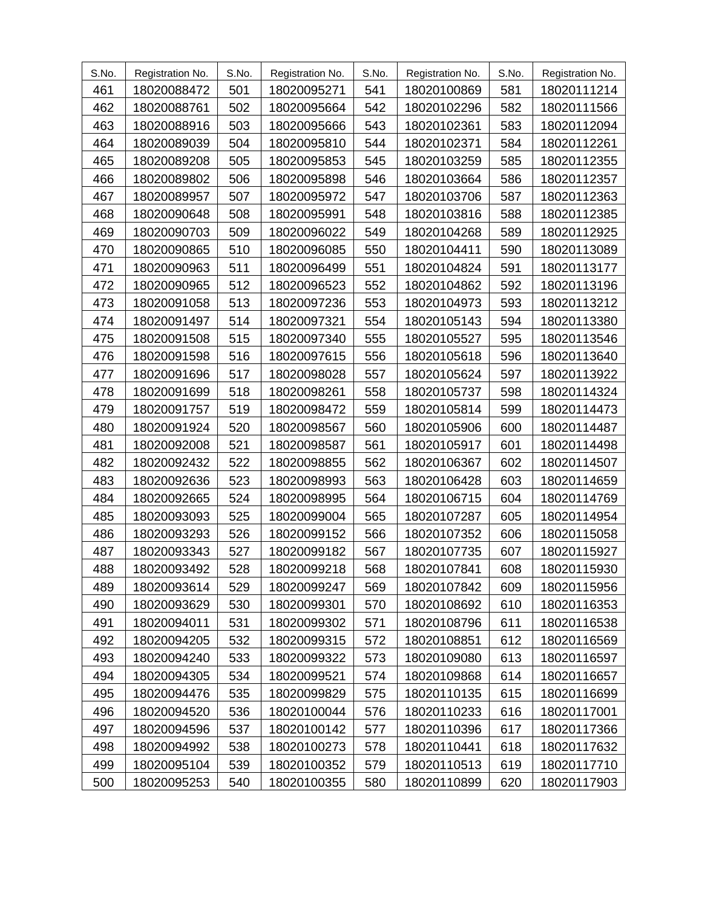| S.No. | Registration No. | S.No. | Registration No. | S.No. | Registration No. | S.No. | Registration No. |
|---|---|---|---|---|---|---|---|
| 461 | 18020088472 | 501 | 18020095271 | 541 | 18020100869 | 581 | 18020111214 |
| 462 | 18020088761 | 502 | 18020095664 | 542 | 18020102296 | 582 | 18020111566 |
| 463 | 18020088916 | 503 | 18020095666 | 543 | 18020102361 | 583 | 18020112094 |
| 464 | 18020089039 | 504 | 18020095810 | 544 | 18020102371 | 584 | 18020112261 |
| 465 | 18020089208 | 505 | 18020095853 | 545 | 18020103259 | 585 | 18020112355 |
| 466 | 18020089802 | 506 | 18020095898 | 546 | 18020103664 | 586 | 18020112357 |
| 467 | 18020089957 | 507 | 18020095972 | 547 | 18020103706 | 587 | 18020112363 |
| 468 | 18020090648 | 508 | 18020095991 | 548 | 18020103816 | 588 | 18020112385 |
| 469 | 18020090703 | 509 | 18020096022 | 549 | 18020104268 | 589 | 18020112925 |
| 470 | 18020090865 | 510 | 18020096085 | 550 | 18020104411 | 590 | 18020113089 |
| 471 | 18020090963 | 511 | 18020096499 | 551 | 18020104824 | 591 | 18020113177 |
| 472 | 18020090965 | 512 | 18020096523 | 552 | 18020104862 | 592 | 18020113196 |
| 473 | 18020091058 | 513 | 18020097236 | 553 | 18020104973 | 593 | 18020113212 |
| 474 | 18020091497 | 514 | 18020097321 | 554 | 18020105143 | 594 | 18020113380 |
| 475 | 18020091508 | 515 | 18020097340 | 555 | 18020105527 | 595 | 18020113546 |
| 476 | 18020091598 | 516 | 18020097615 | 556 | 18020105618 | 596 | 18020113640 |
| 477 | 18020091696 | 517 | 18020098028 | 557 | 18020105624 | 597 | 18020113922 |
| 478 | 18020091699 | 518 | 18020098261 | 558 | 18020105737 | 598 | 18020114324 |
| 479 | 18020091757 | 519 | 18020098472 | 559 | 18020105814 | 599 | 18020114473 |
| 480 | 18020091924 | 520 | 18020098567 | 560 | 18020105906 | 600 | 18020114487 |
| 481 | 18020092008 | 521 | 18020098587 | 561 | 18020105917 | 601 | 18020114498 |
| 482 | 18020092432 | 522 | 18020098855 | 562 | 18020106367 | 602 | 18020114507 |
| 483 | 18020092636 | 523 | 18020098993 | 563 | 18020106428 | 603 | 18020114659 |
| 484 | 18020092665 | 524 | 18020098995 | 564 | 18020106715 | 604 | 18020114769 |
| 485 | 18020093093 | 525 | 18020099004 | 565 | 18020107287 | 605 | 18020114954 |
| 486 | 18020093293 | 526 | 18020099152 | 566 | 18020107352 | 606 | 18020115058 |
| 487 | 18020093343 | 527 | 18020099182 | 567 | 18020107735 | 607 | 18020115927 |
| 488 | 18020093492 | 528 | 18020099218 | 568 | 18020107841 | 608 | 18020115930 |
| 489 | 18020093614 | 529 | 18020099247 | 569 | 18020107842 | 609 | 18020115956 |
| 490 | 18020093629 | 530 | 18020099301 | 570 | 18020108692 | 610 | 18020116353 |
| 491 | 18020094011 | 531 | 18020099302 | 571 | 18020108796 | 611 | 18020116538 |
| 492 | 18020094205 | 532 | 18020099315 | 572 | 18020108851 | 612 | 18020116569 |
| 493 | 18020094240 | 533 | 18020099322 | 573 | 18020109080 | 613 | 18020116597 |
| 494 | 18020094305 | 534 | 18020099521 | 574 | 18020109868 | 614 | 18020116657 |
| 495 | 18020094476 | 535 | 18020099829 | 575 | 18020110135 | 615 | 18020116699 |
| 496 | 18020094520 | 536 | 18020100044 | 576 | 18020110233 | 616 | 18020117001 |
| 497 | 18020094596 | 537 | 18020100142 | 577 | 18020110396 | 617 | 18020117366 |
| 498 | 18020094992 | 538 | 18020100273 | 578 | 18020110441 | 618 | 18020117632 |
| 499 | 18020095104 | 539 | 18020100352 | 579 | 18020110513 | 619 | 18020117710 |
| 500 | 18020095253 | 540 | 18020100355 | 580 | 18020110899 | 620 | 18020117903 |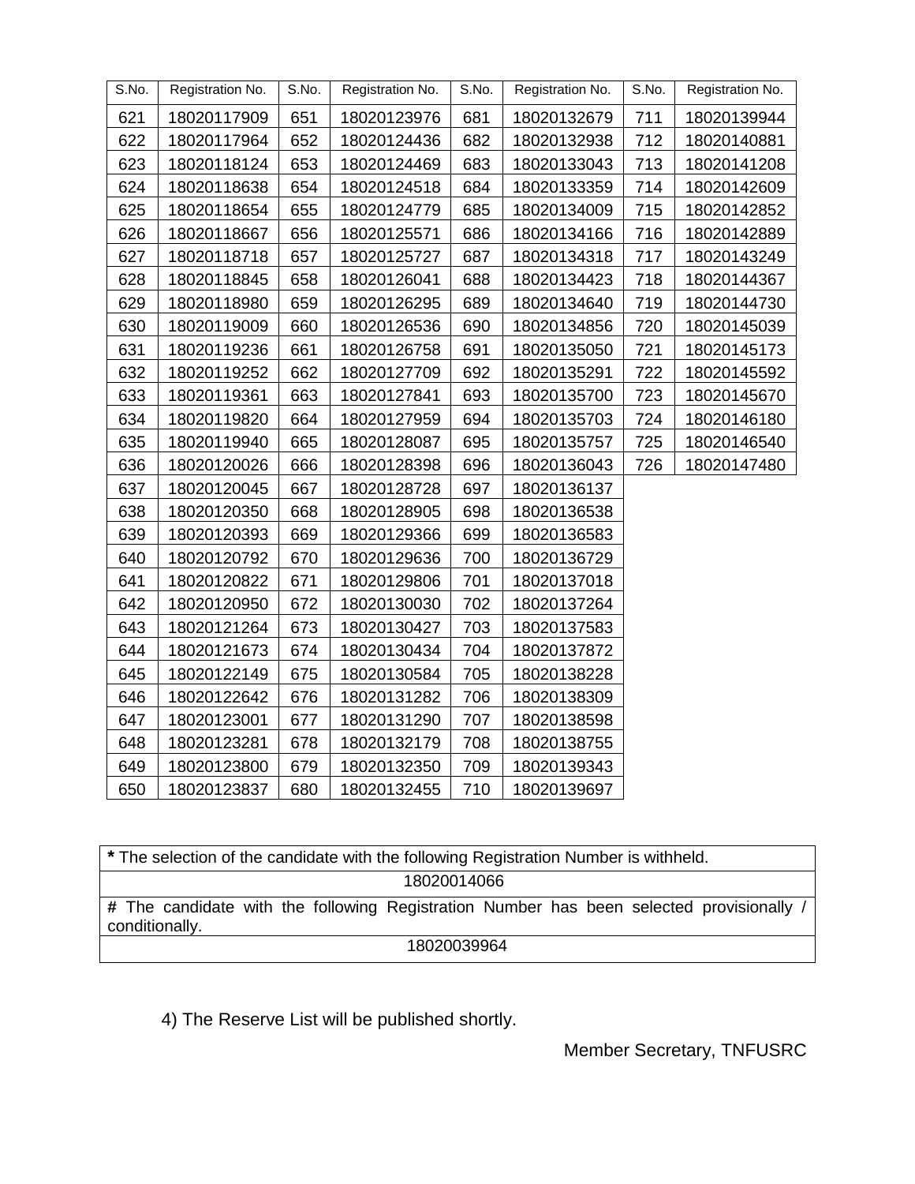| S.No. | Registration No. | S.No. | Registration No. | S.No. | Registration No. | S.No. | Registration No. |
|---|---|---|---|---|---|---|---|
| 621 | 18020117909 | 651 | 18020123976 | 681 | 18020132679 | 711 | 18020139944 |
| 622 | 18020117964 | 652 | 18020124436 | 682 | 18020132938 | 712 | 18020140881 |
| 623 | 18020118124 | 653 | 18020124469 | 683 | 18020133043 | 713 | 18020141208 |
| 624 | 18020118638 | 654 | 18020124518 | 684 | 18020133359 | 714 | 18020142609 |
| 625 | 18020118654 | 655 | 18020124779 | 685 | 18020134009 | 715 | 18020142852 |
| 626 | 18020118667 | 656 | 18020125571 | 686 | 18020134166 | 716 | 18020142889 |
| 627 | 18020118718 | 657 | 18020125727 | 687 | 18020134318 | 717 | 18020143249 |
| 628 | 18020118845 | 658 | 18020126041 | 688 | 18020134423 | 718 | 18020144367 |
| 629 | 18020118980 | 659 | 18020126295 | 689 | 18020134640 | 719 | 18020144730 |
| 630 | 18020119009 | 660 | 18020126536 | 690 | 18020134856 | 720 | 18020145039 |
| 631 | 18020119236 | 661 | 18020126758 | 691 | 18020135050 | 721 | 18020145173 |
| 632 | 18020119252 | 662 | 18020127709 | 692 | 18020135291 | 722 | 18020145592 |
| 633 | 18020119361 | 663 | 18020127841 | 693 | 18020135700 | 723 | 18020145670 |
| 634 | 18020119820 | 664 | 18020127959 | 694 | 18020135703 | 724 | 18020146180 |
| 635 | 18020119940 | 665 | 18020128087 | 695 | 18020135757 | 725 | 18020146540 |
| 636 | 18020120026 | 666 | 18020128398 | 696 | 18020136043 | 726 | 18020147480 |
| 637 | 18020120045 | 667 | 18020128728 | 697 | 18020136137 | | |
| 638 | 18020120350 | 668 | 18020128905 | 698 | 18020136538 | | |
| 639 | 18020120393 | 669 | 18020129366 | 699 | 18020136583 | | |
| 640 | 18020120792 | 670 | 18020129636 | 700 | 18020136729 | | |
| 641 | 18020120822 | 671 | 18020129806 | 701 | 18020137018 | | |
| 642 | 18020120950 | 672 | 18020130030 | 702 | 18020137264 | | |
| 643 | 18020121264 | 673 | 18020130427 | 703 | 18020137583 | | |
| 644 | 18020121673 | 674 | 18020130434 | 704 | 18020137872 | | |
| 645 | 18020122149 | 675 | 18020130584 | 705 | 18020138228 | | |
| 646 | 18020122642 | 676 | 18020131282 | 706 | 18020138309 | | |
| 647 | 18020123001 | 677 | 18020131290 | 707 | 18020138598 | | |
| 648 | 18020123281 | 678 | 18020132179 | 708 | 18020138755 | | |
| 649 | 18020123800 | 679 | 18020132350 | 709 | 18020139343 | | |
| 650 | 18020123837 | 680 | 18020132455 | 710 | 18020139697 | | |

| |
|---|
| **\*** The selection of the candidate with the following Registration Number is withheld. |
| 18020014066 |
| **#** The candidate with the following Registration Number has been selected provisionally / conditionally. |
| 18020039964 |

4) The Reserve List will be published shortly.

Member Secretary, TNFUSRC